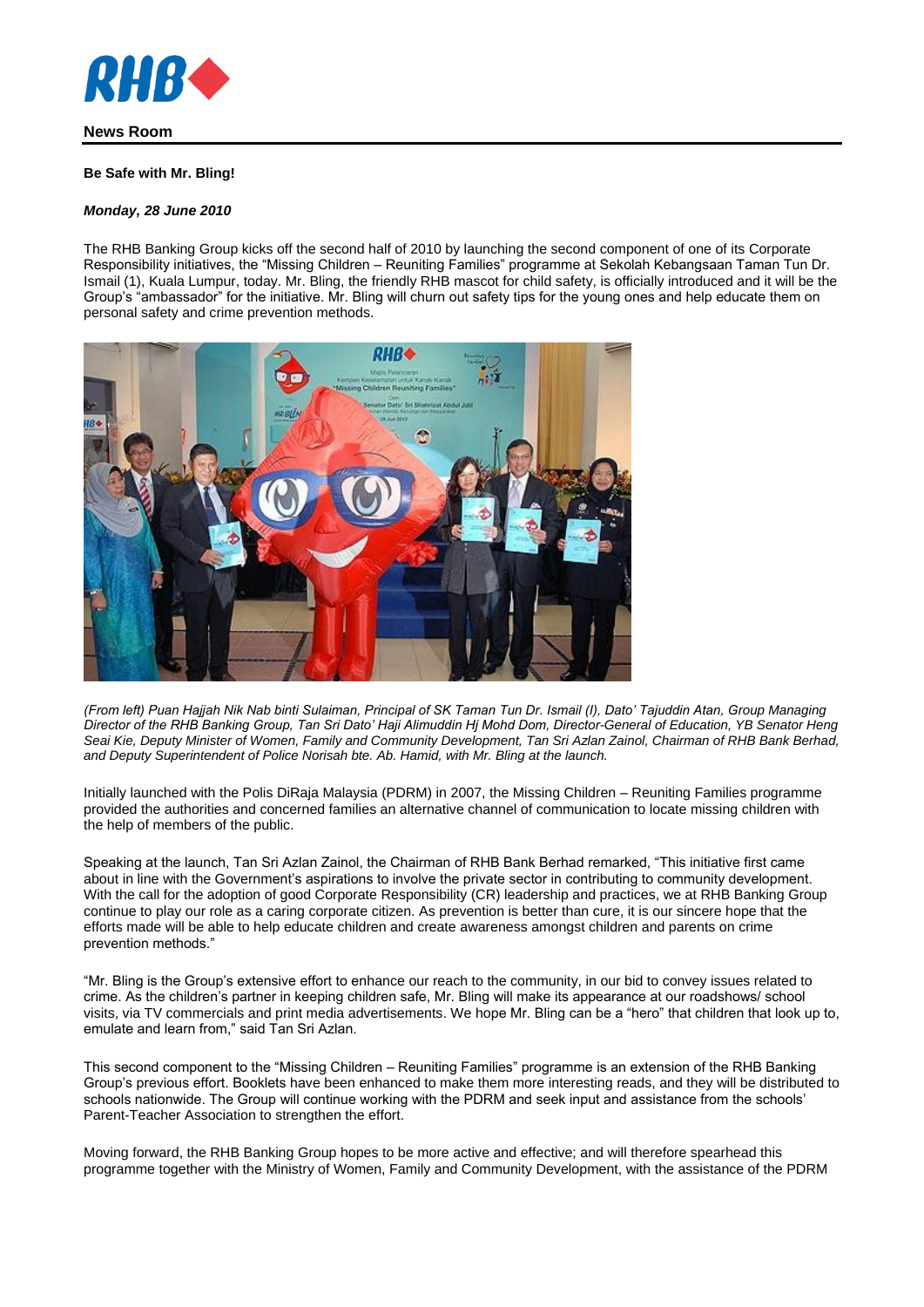**News Room**

**Be Safe with Mr. Bling!**

***Monday, 28 June 2010***

The RHB Banking Group kicks off the second half of 2010 by launching the second component of one of its Corporate Responsibility initiatives, the "Missing Children – Reuniting Families" programme at Sekolah Kebangsaan Taman Tun Dr. Ismail (1), Kuala Lumpur, today. Mr. Bling, the friendly RHB mascot for child safety, is officially introduced and it will be the Group's "ambassador" for the initiative. Mr. Bling will churn out safety tips for the young ones and help educate them on personal safety and crime prevention methods.

*(From left) Puan Hajjah Nik Nab binti Sulaiman, Principal of SK Taman Tun Dr. Ismail (I), Dato' Tajuddin Atan, Group Managing Director of the RHB Banking Group, Tan Sri Dato' Haji Alimuddin Hj Mohd Dom, Director-General of Education, YB Senator Heng Seai Kie, Deputy Minister of Women, Family and Community Development, Tan Sri Azlan Zainol, Chairman of RHB Bank Berhad, and Deputy Superintendent of Police Norisah bte. Ab. Hamid, with Mr. Bling at the launch.*

Initially launched with the Polis DiRaja Malaysia (PDRM) in 2007, the Missing Children – Reuniting Families programme provided the authorities and concerned families an alternative channel of communication to locate missing children with the help of members of the public.

Speaking at the launch, Tan Sri Azlan Zainol, the Chairman of RHB Bank Berhad remarked, "This initiative first came about in line with the Government's aspirations to involve the private sector in contributing to community development. With the call for the adoption of good Corporate Responsibility (CR) leadership and practices, we at RHB Banking Group continue to play our role as a caring corporate citizen. As prevention is better than cure, it is our sincere hope that the efforts made will be able to help educate children and create awareness amongst children and parents on crime prevention methods."

"Mr. Bling is the Group's extensive effort to enhance our reach to the community, in our bid to convey issues related to crime. As the children's partner in keeping children safe, Mr. Bling will make its appearance at our roadshows/ school visits, via TV commercials and print media advertisements. We hope Mr. Bling can be a "hero" that children that look up to, emulate and learn from," said Tan Sri Azlan.

This second component to the "Missing Children – Reuniting Families" programme is an extension of the RHB Banking Group's previous effort. Booklets have been enhanced to make them more interesting reads, and they will be distributed to schools nationwide. The Group will continue working with the PDRM and seek input and assistance from the schools' Parent-Teacher Association to strengthen the effort.

Moving forward, the RHB Banking Group hopes to be more active and effective; and will therefore spearhead this programme together with the Ministry of Women, Family and Community Development, with the assistance of the PDRM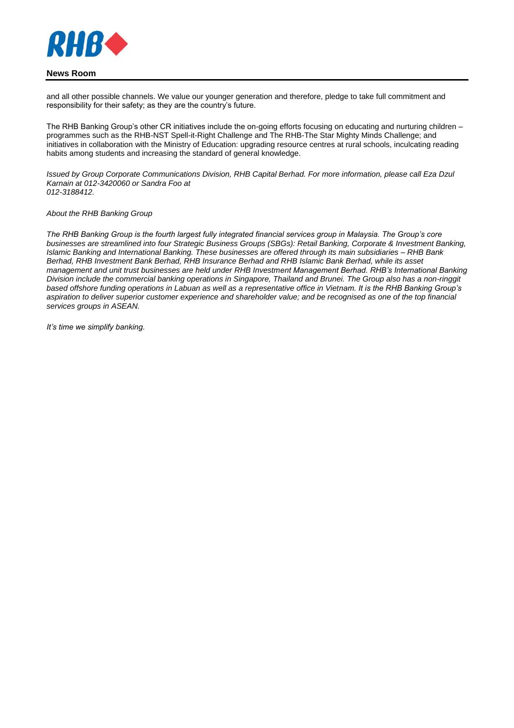and all other possible channels. We value our younger generation and therefore, pledge to take full commitment and responsibility for their safety; as they are the country's future.

The RHB Banking Group's other CR initiatives include the on-going efforts focusing on educating and nurturing children – programmes such as the RHB-NST Spell-it-Right Challenge and The RHB-The Star Mighty Minds Challenge; and initiatives in collaboration with the Ministry of Education: upgrading resource centres at rural schools, inculcating reading habits among students and increasing the standard of general knowledge.

*Issued by Group Corporate Communications Division, RHB Capital Berhad. For more information, please call Eza Dzul Karnain at 012-3420060 or Sandra Foo at 012-3188412.*

*About the RHB Banking Group*

*The RHB Banking Group is the fourth largest fully integrated financial services group in Malaysia. The Group's core businesses are streamlined into four Strategic Business Groups (SBGs): Retail Banking, Corporate & Investment Banking, Islamic Banking and International Banking. These businesses are offered through its main subsidiaries – RHB Bank Berhad, RHB Investment Bank Berhad, RHB Insurance Berhad and RHB Islamic Bank Berhad, while its asset management and unit trust businesses are held under RHB Investment Management Berhad. RHB's International Banking Division include the commercial banking operations in Singapore, Thailand and Brunei. The Group also has a non-ringgit based offshore funding operations in Labuan as well as a representative office in Vietnam. It is the RHB Banking Group's aspiration to deliver superior customer experience and shareholder value; and be recognised as one of the top financial services groups in ASEAN.*

*It's time we simplify banking.*